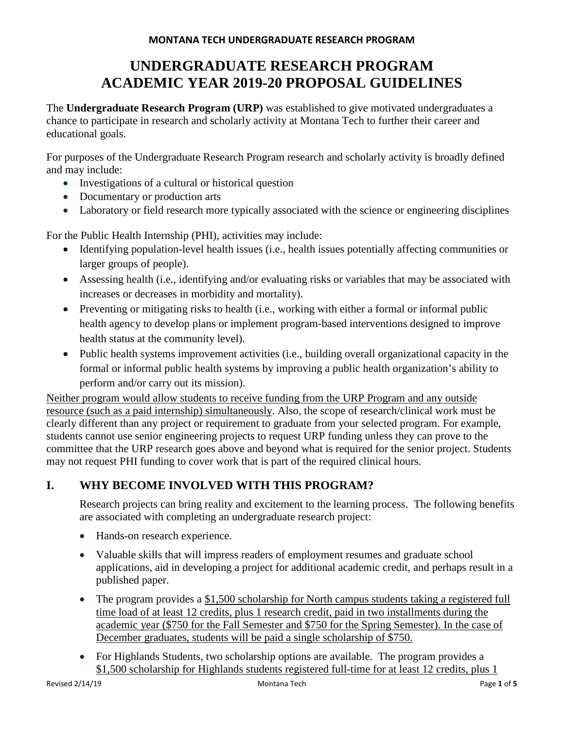**MONTANA TECH UNDERGRADUATE RESEARCH PROGRAM**

# UNDERGRADUATE RESEARCH PROGRAM ACADEMIC YEAR 2019-20 PROPOSAL GUIDELINES

The **Undergraduate Research Program (URP)** was established to give motivated undergraduates a chance to participate in research and scholarly activity at Montana Tech to further their career and educational goals.

For purposes of the Undergraduate Research Program research and scholarly activity is broadly defined and may include:

- Investigations of a cultural or historical question
- Documentary or production arts
- Laboratory or field research more typically associated with the science or engineering disciplines

For the Public Health Internship (PHI), activities may include:

- Identifying population-level health issues (i.e., health issues potentially affecting communities or larger groups of people).
- Assessing health (i.e., identifying and/or evaluating risks or variables that may be associated with increases or decreases in morbidity and mortality).
- Preventing or mitigating risks to health (i.e., working with either a formal or informal public health agency to develop plans or implement program-based interventions designed to improve health status at the community level).
- Public health systems improvement activities (i.e., building overall organizational capacity in the formal or informal public health systems by improving a public health organization's ability to perform and/or carry out its mission).

<u>Neither program would allow students to receive funding from the URP Program and any outside resource (such as a paid internship) simultaneously</u>. Also, the scope of research/clinical work must be clearly different than any project or requirement to graduate from your selected program. For example, students cannot use senior engineering projects to request URP funding unless they can prove to the committee that the URP research goes above and beyond what is required for the senior project. Students may not request PHI funding to cover work that is part of the required clinical hours.

## I. WHY BECOME INVOLVED WITH THIS PROGRAM?

Research projects can bring reality and excitement to the learning process. The following benefits are associated with completing an undergraduate research project:

- Hands-on research experience.
- Valuable skills that will impress readers of employment resumes and graduate school applications, aid in developing a project for additional academic credit, and perhaps result in a published paper.
- The program provides a <u>$1,500 scholarship for North campus students taking a registered full time load of at least 12 credits, plus 1 research credit, paid in two installments during the academic year ($750 for the Fall Semester and $750 for the Spring Semester). In the case of December graduates, students will be paid a single scholarship of $750.</u>
- For Highlands Students, two scholarship options are available. The program provides a <u>$1,500 scholarship for Highlands students registered full-time for at least 12 credits, plus 1</u>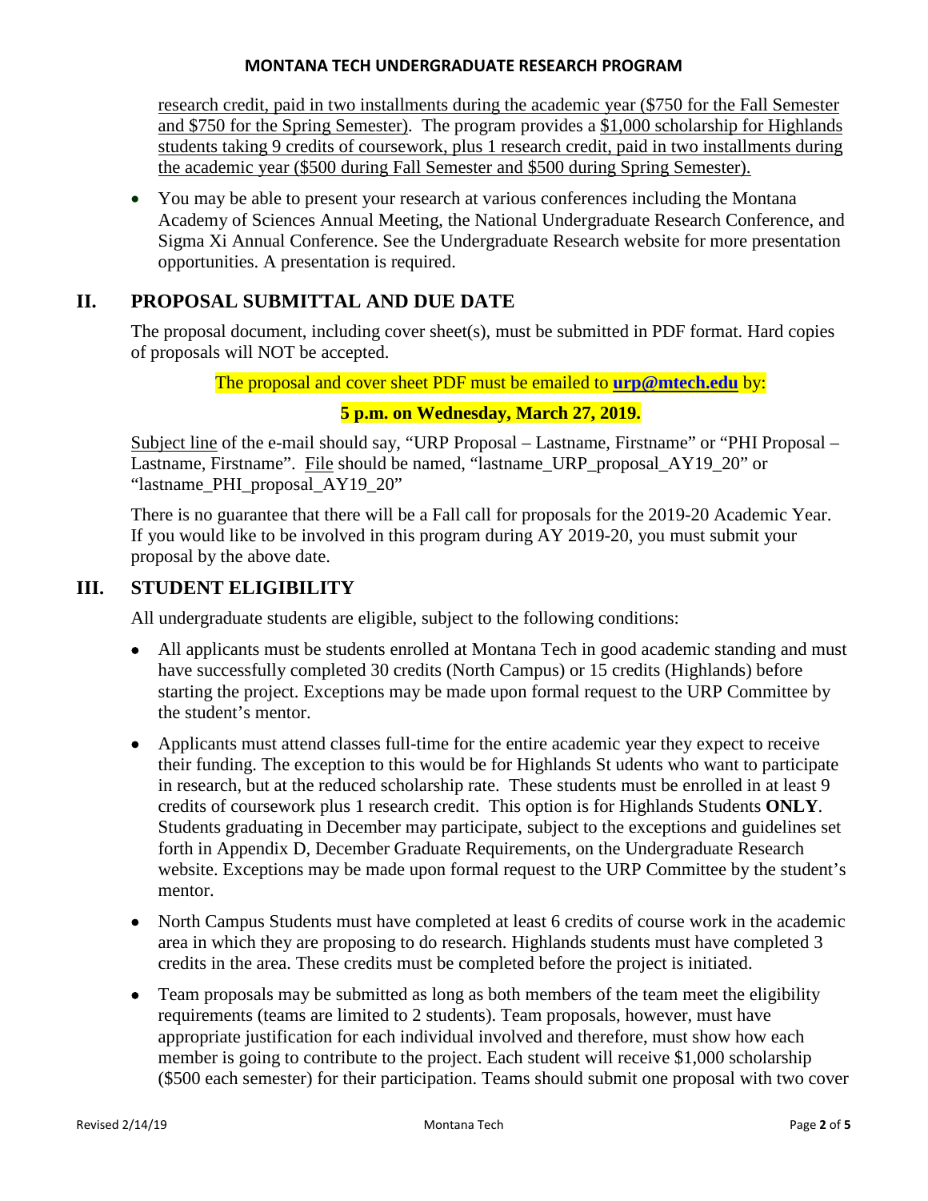research credit, paid in two installments during the academic year ($750 for the Fall Semester and $750 for the Spring Semester). The program provides a $1,000 scholarship for Highlands students taking 9 credits of coursework, plus 1 research credit, paid in two installments during the academic year ($500 during Fall Semester and $500 during Spring Semester).

- You may be able to present your research at various conferences including the Montana Academy of Sciences Annual Meeting, the National Undergraduate Research Conference, and Sigma Xi Annual Conference. See the Undergraduate Research website for more presentation opportunities. A presentation is required.

## II. PROPOSAL SUBMITTAL AND DUE DATE

The proposal document, including cover sheet(s), must be submitted in PDF format. Hard copies of proposals will NOT be accepted.

The proposal and cover sheet PDF must be emailed to **urp@mtech.edu** by:

**5 p.m. on Wednesday, March 27, 2019.**

Subject line of the e-mail should say, "URP Proposal – Lastname, Firstname" or "PHI Proposal – Lastname, Firstname". File should be named, "lastname_URP_proposal_AY19_20" or "lastname_PHI_proposal_AY19_20"

There is no guarantee that there will be a Fall call for proposals for the 2019-20 Academic Year. If you would like to be involved in this program during AY 2019-20, you must submit your proposal by the above date.

## III. STUDENT ELIGIBILITY

All undergraduate students are eligible, subject to the following conditions:

- All applicants must be students enrolled at Montana Tech in good academic standing and must have successfully completed 30 credits (North Campus) or 15 credits (Highlands) before starting the project. Exceptions may be made upon formal request to the URP Committee by the student's mentor.
- Applicants must attend classes full-time for the entire academic year they expect to receive their funding. The exception to this would be for Highlands St udents who want to participate in research, but at the reduced scholarship rate. These students must be enrolled in at least 9 credits of coursework plus 1 research credit. This option is for Highlands Students **ONLY**. Students graduating in December may participate, subject to the exceptions and guidelines set forth in Appendix D, December Graduate Requirements, on the Undergraduate Research website. Exceptions may be made upon formal request to the URP Committee by the student's mentor.
- North Campus Students must have completed at least 6 credits of course work in the academic area in which they are proposing to do research. Highlands students must have completed 3 credits in the area. These credits must be completed before the project is initiated.
- Team proposals may be submitted as long as both members of the team meet the eligibility requirements (teams are limited to 2 students). Team proposals, however, must have appropriate justification for each individual involved and therefore, must show how each member is going to contribute to the project. Each student will receive $1,000 scholarship ($500 each semester) for their participation. Teams should submit one proposal with two cover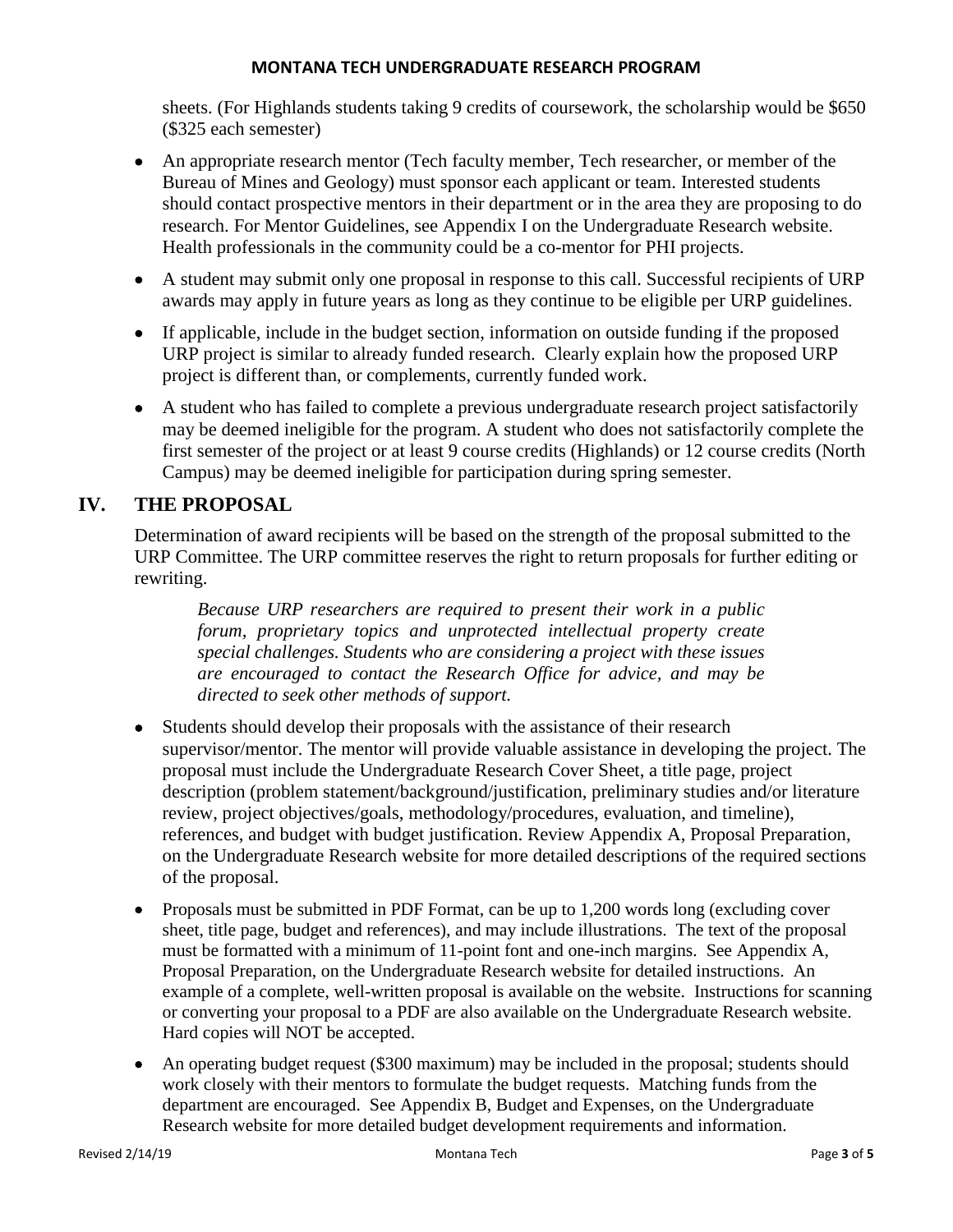sheets. (For Highlands students taking 9 credits of coursework, the scholarship would be $650 ($325 each semester)

- An appropriate research mentor (Tech faculty member, Tech researcher, or member of the Bureau of Mines and Geology) must sponsor each applicant or team. Interested students should contact prospective mentors in their department or in the area they are proposing to do research. For Mentor Guidelines, see Appendix I on the Undergraduate Research website. Health professionals in the community could be a co-mentor for PHI projects.
- A student may submit only one proposal in response to this call. Successful recipients of URP awards may apply in future years as long as they continue to be eligible per URP guidelines.
- If applicable, include in the budget section, information on outside funding if the proposed URP project is similar to already funded research. Clearly explain how the proposed URP project is different than, or complements, currently funded work.
- A student who has failed to complete a previous undergraduate research project satisfactorily may be deemed ineligible for the program. A student who does not satisfactorily complete the first semester of the project or at least 9 course credits (Highlands) or 12 course credits (North Campus) may be deemed ineligible for participation during spring semester.

## IV. THE PROPOSAL

Determination of award recipients will be based on the strength of the proposal submitted to the URP Committee. The URP committee reserves the right to return proposals for further editing or rewriting.

> *Because URP researchers are required to present their work in a public forum, proprietary topics and unprotected intellectual property create special challenges. Students who are considering a project with these issues are encouraged to contact the Research Office for advice, and may be directed to seek other methods of support.*

- Students should develop their proposals with the assistance of their research supervisor/mentor. The mentor will provide valuable assistance in developing the project. The proposal must include the Undergraduate Research Cover Sheet, a title page, project description (problem statement/background/justification, preliminary studies and/or literature review, project objectives/goals, methodology/procedures, evaluation, and timeline), references, and budget with budget justification. Review Appendix A, Proposal Preparation, on the Undergraduate Research website for more detailed descriptions of the required sections of the proposal.
- Proposals must be submitted in PDF Format, can be up to 1,200 words long (excluding cover sheet, title page, budget and references), and may include illustrations. The text of the proposal must be formatted with a minimum of 11-point font and one-inch margins. See Appendix A, Proposal Preparation, on the Undergraduate Research website for detailed instructions. An example of a complete, well-written proposal is available on the website. Instructions for scanning or converting your proposal to a PDF are also available on the Undergraduate Research website. Hard copies will NOT be accepted.
- An operating budget request ($300 maximum) may be included in the proposal; students should work closely with their mentors to formulate the budget requests. Matching funds from the department are encouraged. See Appendix B, Budget and Expenses, on the Undergraduate Research website for more detailed budget development requirements and information.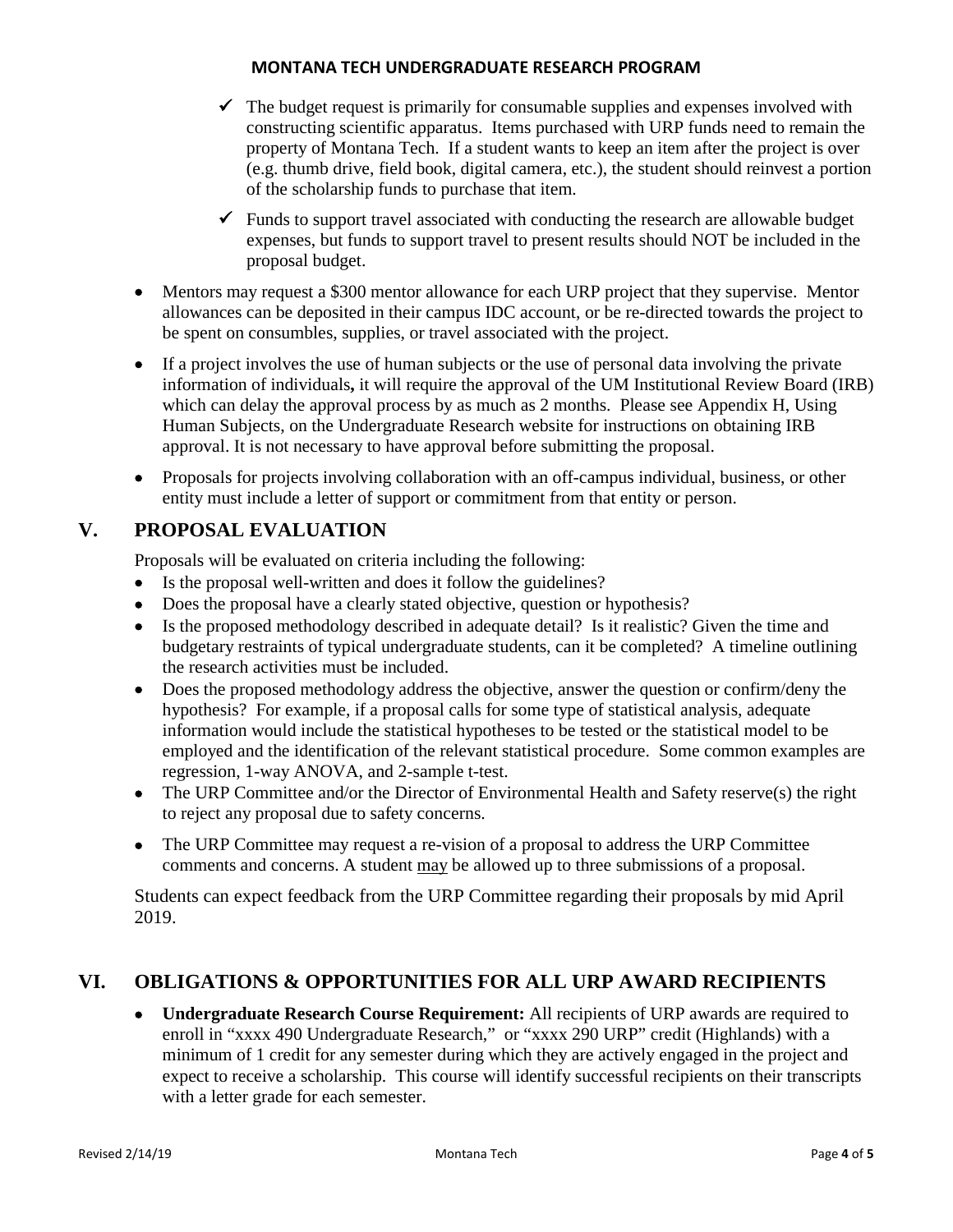- ✓ The budget request is primarily for consumable supplies and expenses involved with constructing scientific apparatus. Items purchased with URP funds need to remain the property of Montana Tech. If a student wants to keep an item after the project is over (e.g. thumb drive, field book, digital camera, etc.), the student should reinvest a portion of the scholarship funds to purchase that item.
- ✓ Funds to support travel associated with conducting the research are allowable budget expenses, but funds to support travel to present results should NOT be included in the proposal budget.

- Mentors may request a $300 mentor allowance for each URP project that they supervise. Mentor allowances can be deposited in their campus IDC account, or be re-directed towards the project to be spent on consumbles, supplies, or travel associated with the project.
- If a project involves the use of human subjects or the use of personal data involving the private information of individuals**,** it will require the approval of the UM Institutional Review Board (IRB) which can delay the approval process by as much as 2 months. Please see Appendix H, Using Human Subjects, on the Undergraduate Research website for instructions on obtaining IRB approval. It is not necessary to have approval before submitting the proposal.
- Proposals for projects involving collaboration with an off-campus individual, business, or other entity must include a letter of support or commitment from that entity or person.

## V. PROPOSAL EVALUATION

Proposals will be evaluated on criteria including the following:

- Is the proposal well-written and does it follow the guidelines?
- Does the proposal have a clearly stated objective, question or hypothesis?
- Is the proposed methodology described in adequate detail? Is it realistic? Given the time and budgetary restraints of typical undergraduate students, can it be completed? A timeline outlining the research activities must be included.
- Does the proposed methodology address the objective, answer the question or confirm/deny the hypothesis? For example, if a proposal calls for some type of statistical analysis, adequate information would include the statistical hypotheses to be tested or the statistical model to be employed and the identification of the relevant statistical procedure. Some common examples are regression, 1-way ANOVA, and 2-sample t-test.
- The URP Committee and/or the Director of Environmental Health and Safety reserve(s) the right to reject any proposal due to safety concerns.
- The URP Committee may request a re-vision of a proposal to address the URP Committee comments and concerns. A student <u>may</u> be allowed up to three submissions of a proposal.

Students can expect feedback from the URP Committee regarding their proposals by mid April 2019.

## VI. OBLIGATIONS & OPPORTUNITIES FOR ALL URP AWARD RECIPIENTS

- **Undergraduate Research Course Requirement:** All recipients of URP awards are required to enroll in "xxxx 490 Undergraduate Research," or "xxxx 290 URP" credit (Highlands) with a minimum of 1 credit for any semester during which they are actively engaged in the project and expect to receive a scholarship. This course will identify successful recipients on their transcripts with a letter grade for each semester.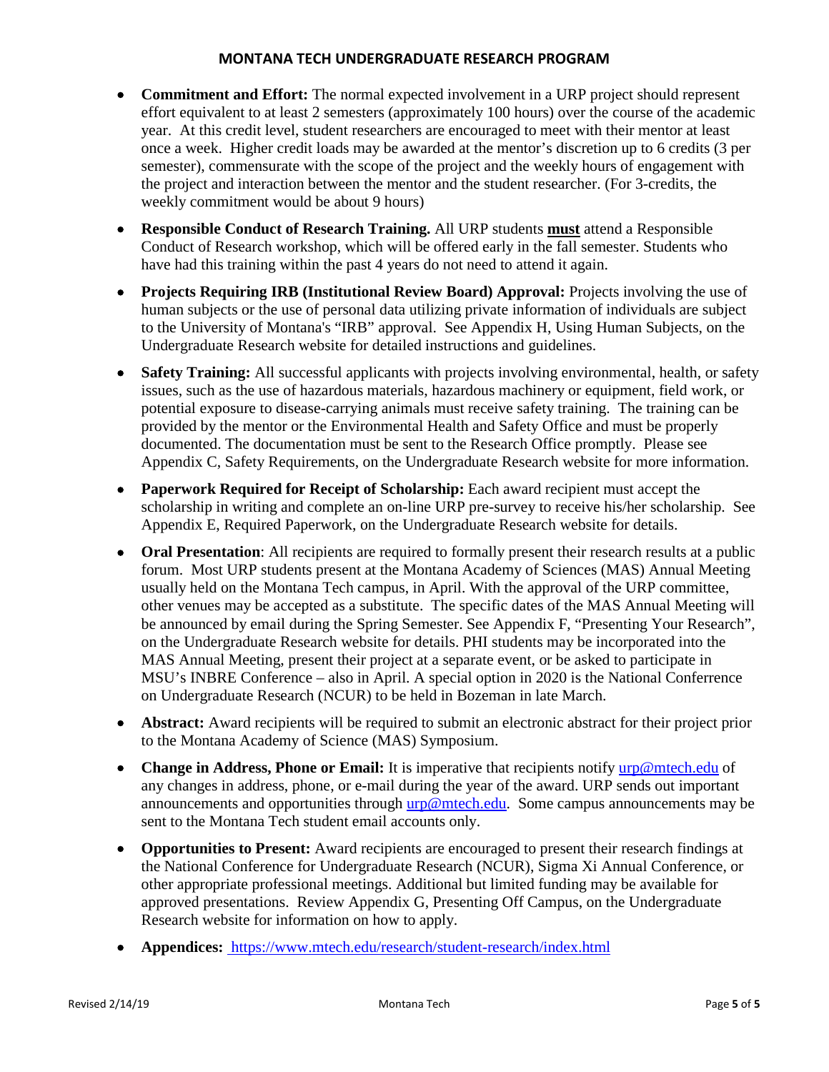- **Commitment and Effort:** The normal expected involvement in a URP project should represent effort equivalent to at least 2 semesters (approximately 100 hours) over the course of the academic year. At this credit level, student researchers are encouraged to meet with their mentor at least once a week. Higher credit loads may be awarded at the mentor's discretion up to 6 credits (3 per semester), commensurate with the scope of the project and the weekly hours of engagement with the project and interaction between the mentor and the student researcher. (For 3-credits, the weekly commitment would be about 9 hours)

- **Responsible Conduct of Research Training.** All URP students **must** attend a Responsible Conduct of Research workshop, which will be offered early in the fall semester. Students who have had this training within the past 4 years do not need to attend it again.

- **Projects Requiring IRB (Institutional Review Board) Approval:** Projects involving the use of human subjects or the use of personal data utilizing private information of individuals are subject to the University of Montana's "IRB" approval. See Appendix H, Using Human Subjects, on the Undergraduate Research website for detailed instructions and guidelines.

- **Safety Training:** All successful applicants with projects involving environmental, health, or safety issues, such as the use of hazardous materials, hazardous machinery or equipment, field work, or potential exposure to disease-carrying animals must receive safety training. The training can be provided by the mentor or the Environmental Health and Safety Office and must be properly documented. The documentation must be sent to the Research Office promptly. Please see Appendix C, Safety Requirements, on the Undergraduate Research website for more information.

- **Paperwork Required for Receipt of Scholarship:** Each award recipient must accept the scholarship in writing and complete an on-line URP pre-survey to receive his/her scholarship. See Appendix E, Required Paperwork, on the Undergraduate Research website for details.

- **Oral Presentation**: All recipients are required to formally present their research results at a public forum. Most URP students present at the Montana Academy of Sciences (MAS) Annual Meeting usually held on the Montana Tech campus, in April. With the approval of the URP committee, other venues may be accepted as a substitute. The specific dates of the MAS Annual Meeting will be announced by email during the Spring Semester. See Appendix F, "Presenting Your Research", on the Undergraduate Research website for details. PHI students may be incorporated into the MAS Annual Meeting, present their project at a separate event, or be asked to participate in MSU's INBRE Conference – also in April. A special option in 2020 is the National Conferrence on Undergraduate Research (NCUR) to be held in Bozeman in late March.

- **Abstract:** Award recipients will be required to submit an electronic abstract for their project prior to the Montana Academy of Science (MAS) Symposium.

- **Change in Address, Phone or Email:** It is imperative that recipients notify urp@mtech.edu of any changes in address, phone, or e-mail during the year of the award. URP sends out important announcements and opportunities through urp@mtech.edu. Some campus announcements may be sent to the Montana Tech student email accounts only.

- **Opportunities to Present:** Award recipients are encouraged to present their research findings at the National Conference for Undergraduate Research (NCUR), Sigma Xi Annual Conference, or other appropriate professional meetings. Additional but limited funding may be available for approved presentations. Review Appendix G, Presenting Off Campus, on the Undergraduate Research website for information on how to apply.

- **Appendices:** https://www.mtech.edu/research/student-research/index.html